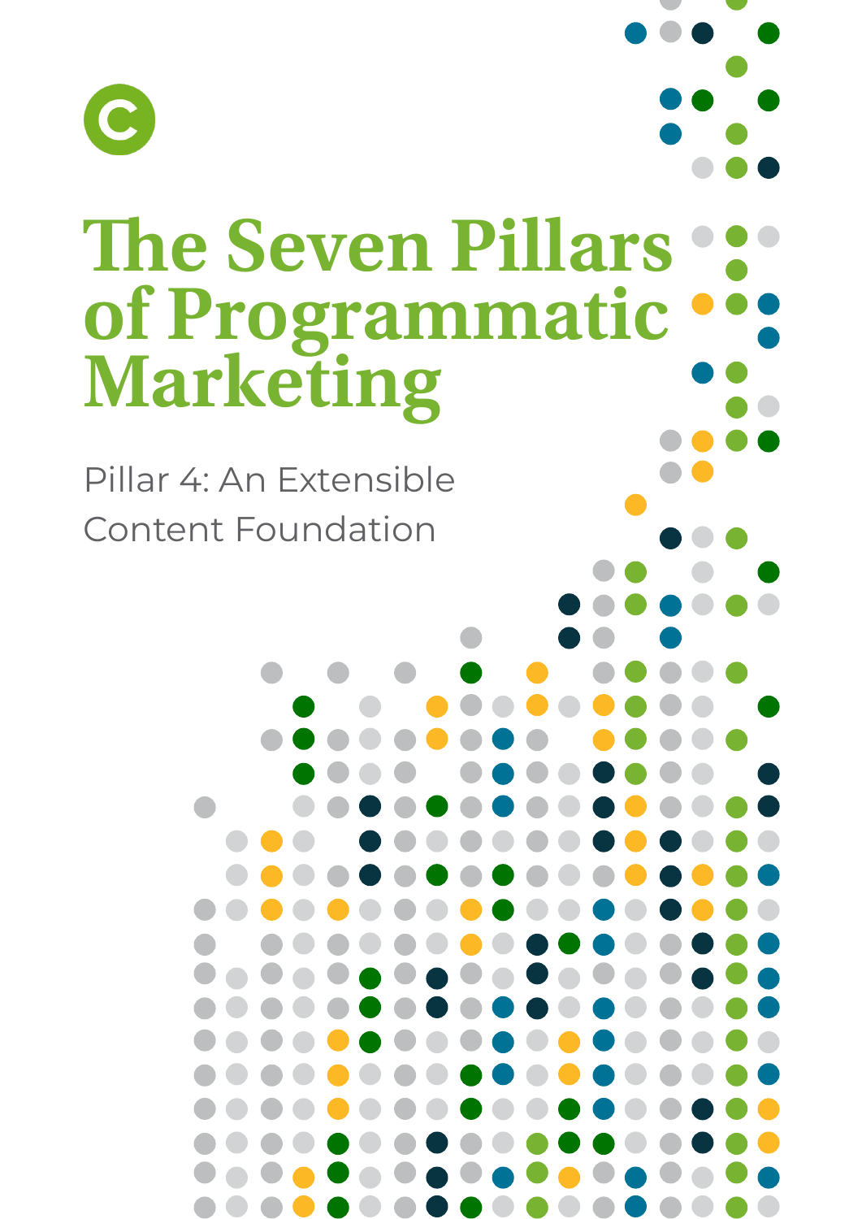# The Seven Pillars of Programmatic Marketing

Pillar 4: An Extensible Content Foundation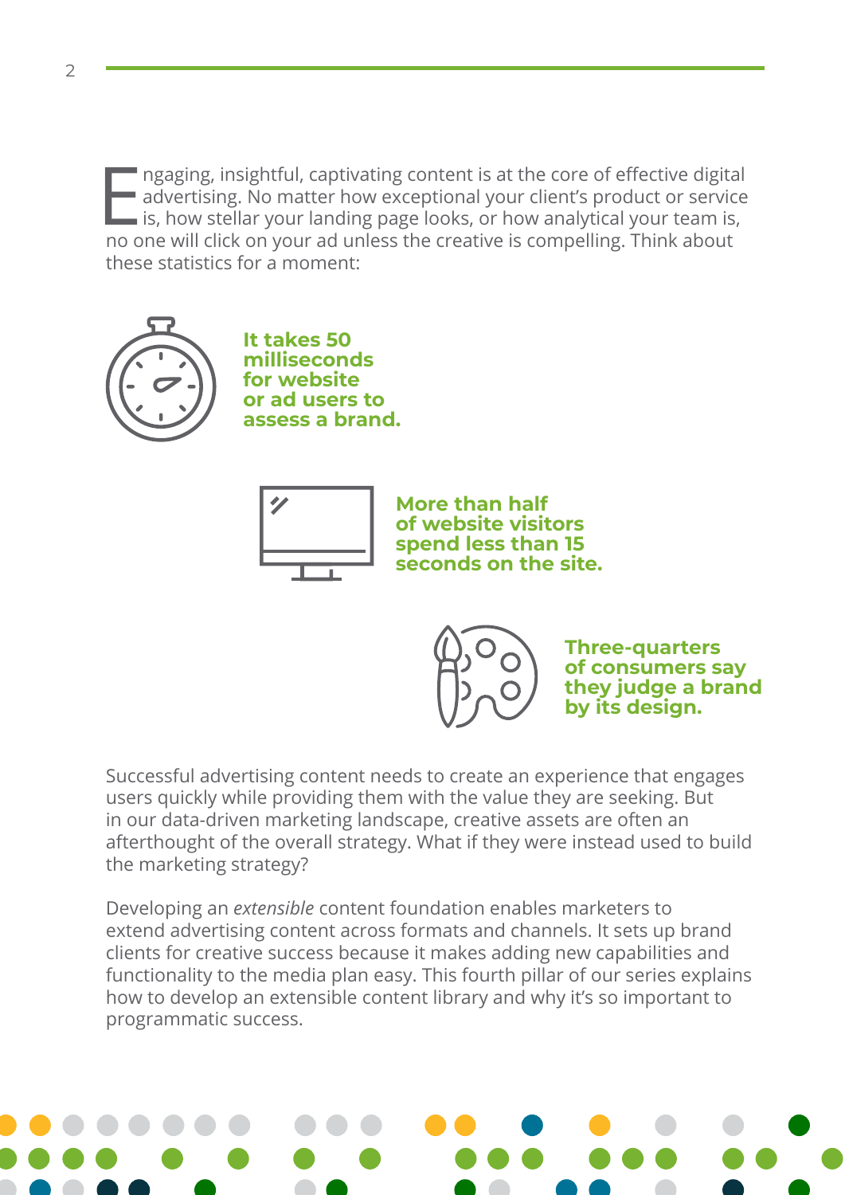Engaging, insightful, captivating content is at the core of effective digital advertising. No matter how exceptional your client's product or service is, how stellar your landing page looks, or how analytical your team is, no one will click on your ad unless the creative is compelling. Think about these statistics for a moment:

**It takes 50 milliseconds for website or ad users to assess a brand.**

**More than half of website visitors spend less than 15 seconds on the site.**

**Three-quarters of consumers say they judge a brand by its design.**

Successful advertising content needs to create an experience that engages users quickly while providing them with the value they are seeking. But in our data-driven marketing landscape, creative assets are often an afterthought of the overall strategy. What if they were instead used to build the marketing strategy?

Developing an *extensible* content foundation enables marketers to extend advertising content across formats and channels. It sets up brand clients for creative success because it makes adding new capabilities and functionality to the media plan easy. This fourth pillar of our series explains how to develop an extensible content library and why it's so important to programmatic success.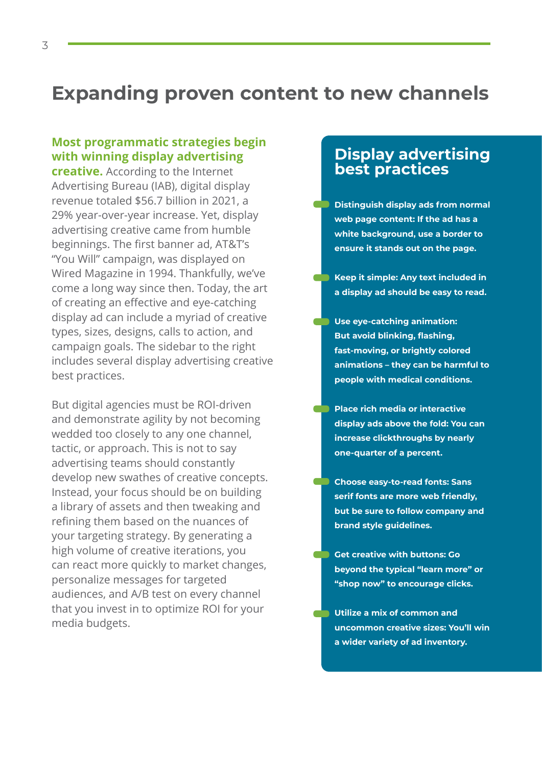# Expanding proven content to new channels

**Most programmatic strategies begin with winning display advertising creative.** According to the Internet Advertising Bureau (IAB), digital display revenue totaled $56.7 billion in 2021, a 29% year-over-year increase. Yet, display advertising creative came from humble beginnings. The first banner ad, AT&T's "You Will" campaign, was displayed on Wired Magazine in 1994. Thankfully, we've come a long way since then. Today, the art of creating an effective and eye-catching display ad can include a myriad of creative types, sizes, designs, calls to action, and campaign goals. The sidebar to the right includes several display advertising creative best practices.

But digital agencies must be ROI-driven and demonstrate agility by not becoming wedded too closely to any one channel, tactic, or approach. This is not to say advertising teams should constantly develop new swathes of creative concepts. Instead, your focus should be on building a library of assets and then tweaking and refining them based on the nuances of your targeting strategy. By generating a high volume of creative iterations, you can react more quickly to market changes, personalize messages for targeted audiences, and A/B test on every channel that you invest in to optimize ROI for your media budgets.

## Display advertising best practices

- **Distinguish display ads from normal web page content: If the ad has a white background, use a border to ensure it stands out on the page.**
- **Keep it simple: Any text included in a display ad should be easy to read.**
- **Use eye-catching animation: But avoid blinking, flashing, fast-moving, or brightly colored animations – they can be harmful to people with medical conditions.**
- **Place rich media or interactive display ads above the fold: You can increase clickthroughs by nearly one-quarter of a percent.**
- **Choose easy-to-read fonts: Sans serif fonts are more web friendly, but be sure to follow company and brand style guidelines.**
- **Get creative with buttons: Go beyond the typical "learn more" or "shop now" to encourage clicks.**
- **Utilize a mix of common and uncommon creative sizes: You'll win a wider variety of ad inventory.**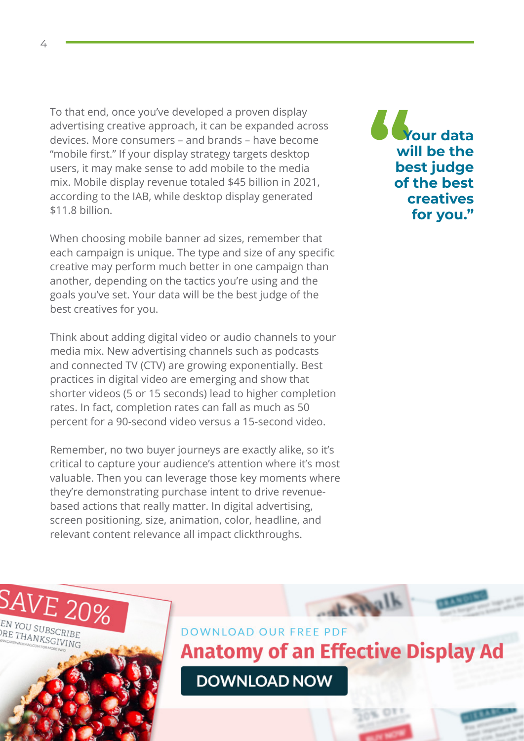To that end, once you've developed a proven display advertising creative approach, it can be expanded across devices. More consumers – and brands – have become "mobile first." If your display strategy targets desktop users, it may make sense to add mobile to the media mix. Mobile display revenue totaled $45 billion in 2021, according to the IAB, while desktop display generated $11.8 billion.

> **"Your data will be the best judge of the best creatives for you."**

When choosing mobile banner ad sizes, remember that each campaign is unique. The type and size of any specific creative may perform much better in one campaign than another, depending on the tactics you're using and the goals you've set. Your data will be the best judge of the best creatives for you.

Think about adding digital video or audio channels to your media mix. New advertising channels such as podcasts and connected TV (CTV) are growing exponentially. Best practices in digital video are emerging and show that shorter videos (5 or 15 seconds) lead to higher completion rates. In fact, completion rates can fall as much as 50 percent for a 90-second video versus a 15-second video.

Remember, no two buyer journeys are exactly alike, so it's critical to capture your audience's attention where it's most valuable. Then you can leverage those key moments where they're demonstrating purchase intent to drive revenue-based actions that really matter. In digital advertising, screen positioning, size, animation, color, headline, and relevant content relevance all impact clickthroughs.

DOWNLOAD OUR FREE PDF

**Anatomy of an Effective Display Ad**

DOWNLOAD NOW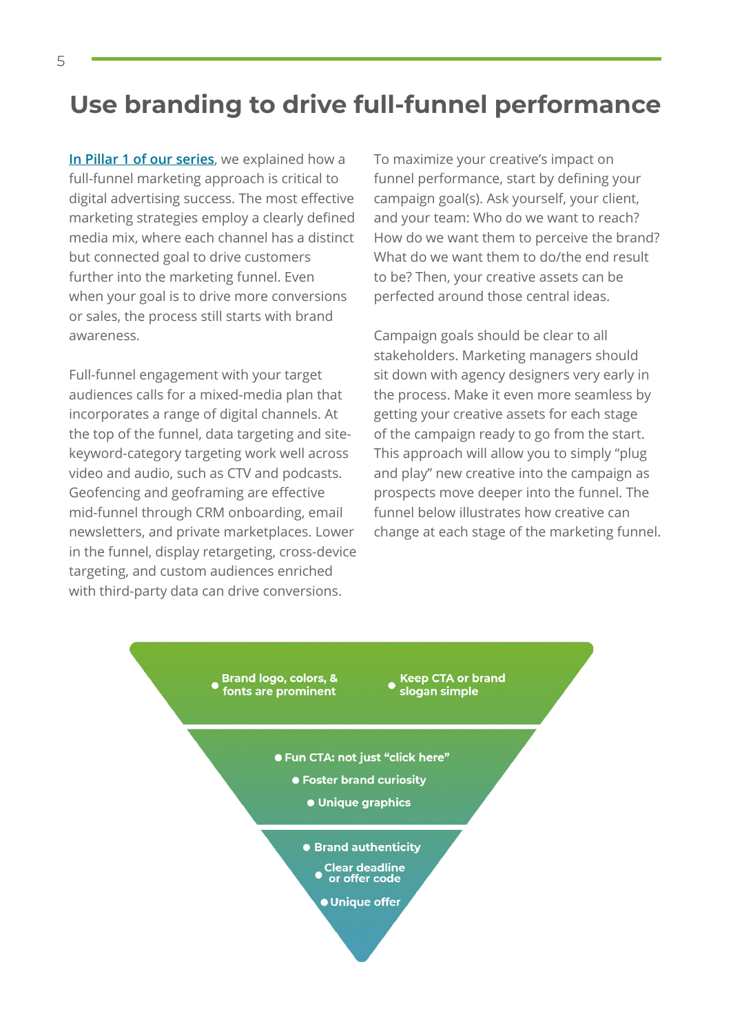# Use branding to drive full-funnel performance

In Pillar 1 of our series, we explained how a full-funnel marketing approach is critical to digital advertising success. The most effective marketing strategies employ a clearly defined media mix, where each channel has a distinct but connected goal to drive customers further into the marketing funnel. Even when your goal is to drive more conversions or sales, the process still starts with brand awareness.

Full-funnel engagement with your target audiences calls for a mixed-media plan that incorporates a range of digital channels. At the top of the funnel, data targeting and site-keyword-category targeting work well across video and audio, such as CTV and podcasts. Geofencing and geoframing are effective mid-funnel through CRM onboarding, email newsletters, and private marketplaces. Lower in the funnel, display retargeting, cross-device targeting, and custom audiences enriched with third-party data can drive conversions.

To maximize your creative's impact on funnel performance, start by defining your campaign goal(s). Ask yourself, your client, and your team: Who do we want to reach? How do we want them to perceive the brand? What do we want them to do/the end result to be? Then, your creative assets can be perfected around those central ideas.

Campaign goals should be clear to all stakeholders. Marketing managers should sit down with agency designers very early in the process. Make it even more seamless by getting your creative assets for each stage of the campaign ready to go from the start. This approach will allow you to simply "plug and play" new creative into the campaign as prospects move deeper into the funnel. The funnel below illustrates how creative can change at each stage of the marketing funnel.

- **Brand logo, colors, & fonts are prominent**
- **Keep CTA or brand slogan simple**

- **Fun CTA: not just "click here"**
- **Foster brand curiosity**
- **Unique graphics**

- **Brand authenticity**
- **Clear deadline or offer code**
- **Unique offer**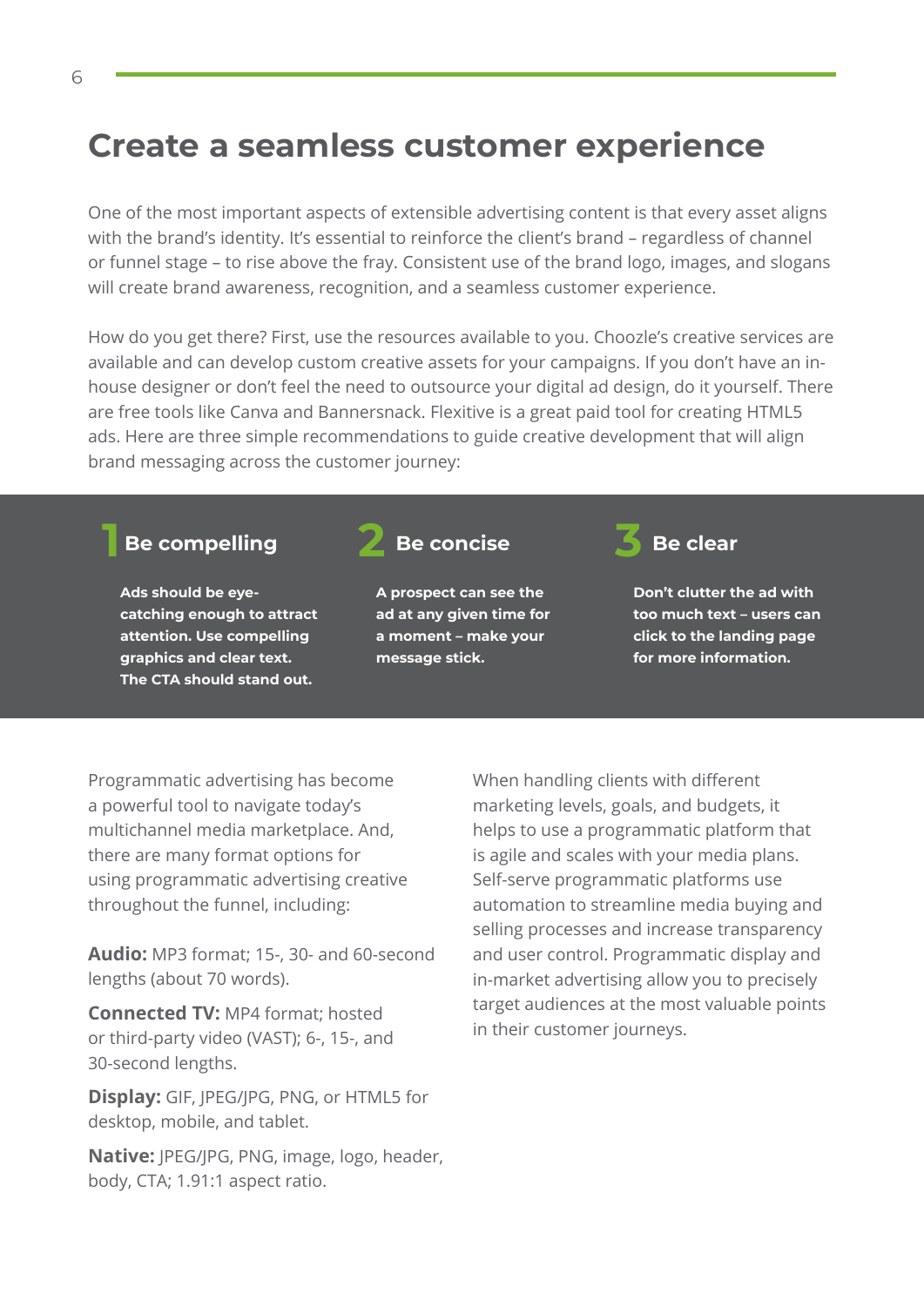# Create a seamless customer experience

One of the most important aspects of extensible advertising content is that every asset aligns with the brand's identity. It's essential to reinforce the client's brand – regardless of channel or funnel stage – to rise above the fray. Consistent use of the brand logo, images, and slogans will create brand awareness, recognition, and a seamless customer experience.

How do you get there? First, use the resources available to you. Choozle's creative services are available and can develop custom creative assets for your campaigns. If you don't have an in-house designer or don't feel the need to outsource your digital ad design, do it yourself. There are free tools like Canva and Bannersnack. Flexitive is a great paid tool for creating HTML5 ads. Here are three simple recommendations to guide creative development that will align brand messaging across the customer journey:

### 1 Be compelling

**Ads should be eye-catching enough to attract attention. Use compelling graphics and clear text. The CTA should stand out.**

### 2 Be concise

**A prospect can see the ad at any given time for a moment – make your message stick.**

### 3 Be clear

**Don't clutter the ad with too much text – users can click to the landing page for more information.**

Programmatic advertising has become a powerful tool to navigate today's multichannel media marketplace. And, there are many format options for using programmatic advertising creative throughout the funnel, including:

**Audio:** MP3 format; 15-, 30- and 60-second lengths (about 70 words).

**Connected TV:** MP4 format; hosted or third-party video (VAST); 6-, 15-, and 30-second lengths.

**Display:** GIF, JPEG/JPG, PNG, or HTML5 for desktop, mobile, and tablet.

**Native:** JPEG/JPG, PNG, image, logo, header, body, CTA; 1.91:1 aspect ratio.

When handling clients with different marketing levels, goals, and budgets, it helps to use a programmatic platform that is agile and scales with your media plans. Self-serve programmatic platforms use automation to streamline media buying and selling processes and increase transparency and user control. Programmatic display and in-market advertising allow you to precisely target audiences at the most valuable points in their customer journeys.